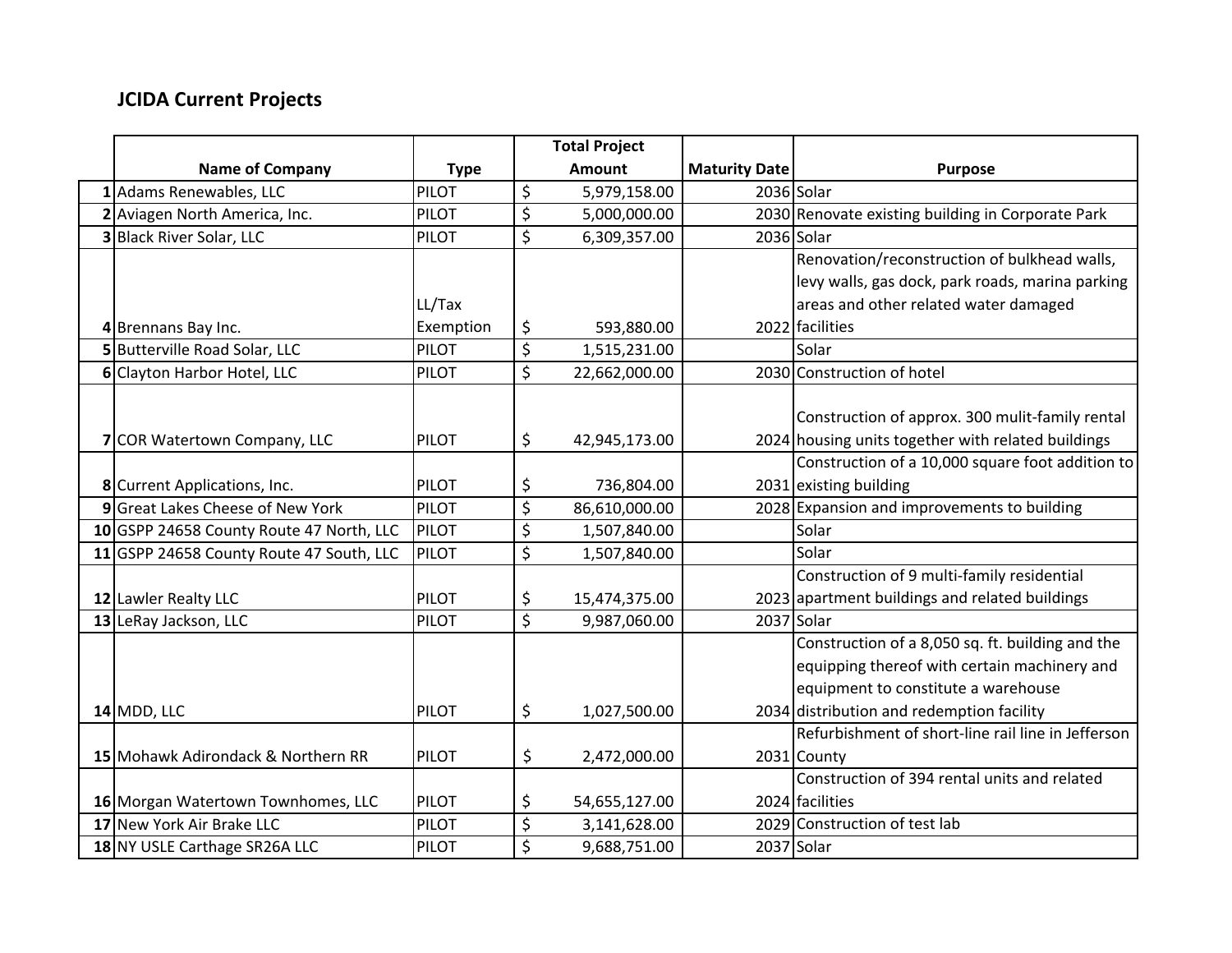# JCIDA Current Projects

| | Name of Company | Type | Total Project Amount | Maturity Date | Purpose |
|---|---|---|---|---|---|
| 1 | Adams Renewables, LLC | PILOT | $ 5,979,158.00 | 2036 | Solar |
| 2 | Aviagen North America, Inc. | PILOT | $ 5,000,000.00 | 2030 | Renovate existing building in Corporate Park |
| 3 | Black River Solar, LLC | PILOT | $ 6,309,357.00 | 2036 | Solar |
| 4 | Brennans Bay Inc. | LL/Tax Exemption | $ 593,880.00 | 2022 | Renovation/reconstruction of bulkhead walls, levy walls, gas dock, park roads, marina parking areas and other related water damaged facilities |
| 5 | Butterville Road Solar, LLC | PILOT | $ 1,515,231.00 | | Solar |
| 6 | Clayton Harbor Hotel, LLC | PILOT | $ 22,662,000.00 | 2030 | Construction of hotel |
| 7 | COR Watertown Company, LLC | PILOT | $ 42,945,173.00 | 2024 | Construction of approx. 300 mulit-family rental housing units together with related buildings |
| 8 | Current Applications, Inc. | PILOT | $ 736,804.00 | 2031 | Construction of a 10,000 square foot addition to existing building |
| 9 | Great Lakes Cheese of New York | PILOT | $ 86,610,000.00 | 2028 | Expansion and improvements to building |
| 10 | GSPP 24658 County Route 47 North, LLC | PILOT | $ 1,507,840.00 | | Solar |
| 11 | GSPP 24658 County Route 47 South, LLC | PILOT | $ 1,507,840.00 | | Solar |
| 12 | Lawler Realty LLC | PILOT | $ 15,474,375.00 | 2023 | Construction of 9 multi-family residential apartment buildings and related buildings |
| 13 | LeRay Jackson, LLC | PILOT | $ 9,987,060.00 | 2037 | Solar |
| 14 | MDD, LLC | PILOT | $ 1,027,500.00 | 2034 | Construction of a 8,050 sq. ft. building and the equipping thereof with certain machinery and equipment to constitute a warehouse distribution and redemption facility |
| 15 | Mohawk Adirondack & Northern RR | PILOT | $ 2,472,000.00 | 2031 | Refurbishment of short-line rail line in Jefferson County |
| 16 | Morgan Watertown Townhomes, LLC | PILOT | $ 54,655,127.00 | 2024 | Construction of 394 rental units and related facilities |
| 17 | New York Air Brake LLC | PILOT | $ 3,141,628.00 | 2029 | Construction of test lab |
| 18 | NY USLE Carthage SR26A LLC | PILOT | $ 9,688,751.00 | 2037 | Solar |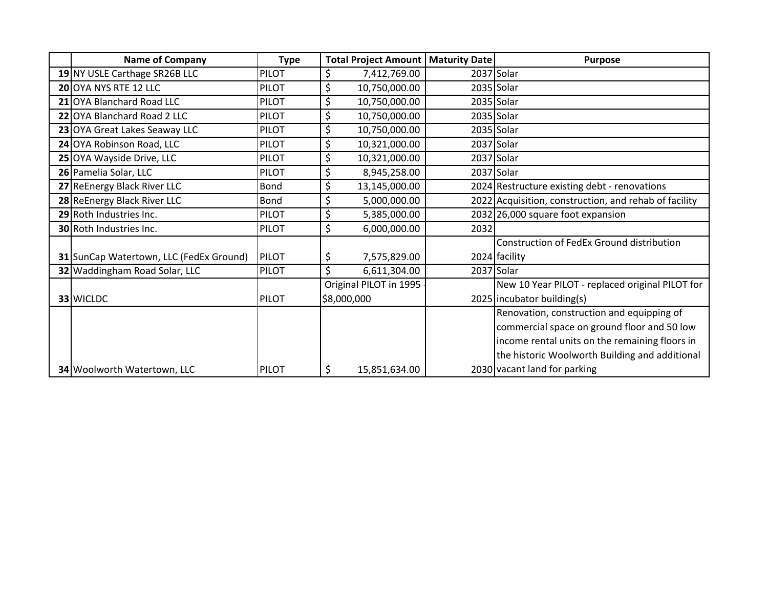| | Name of Company | Type | Total Project Amount | Maturity Date | Purpose |
|---|---|---|---|---|---|
| 19 | NY USLE Carthage SR26B LLC | PILOT | $ 7,412,769.00 | 2037 | Solar |
| 20 | OYA NYS RTE 12 LLC | PILOT | $ 10,750,000.00 | 2035 | Solar |
| 21 | OYA Blanchard Road LLC | PILOT | $ 10,750,000.00 | 2035 | Solar |
| 22 | OYA Blanchard Road 2 LLC | PILOT | $ 10,750,000.00 | 2035 | Solar |
| 23 | OYA Great Lakes Seaway LLC | PILOT | $ 10,750,000.00 | 2035 | Solar |
| 24 | OYA Robinson Road, LLC | PILOT | $ 10,321,000.00 | 2037 | Solar |
| 25 | OYA Wayside Drive, LLC | PILOT | $ 10,321,000.00 | 2037 | Solar |
| 26 | Pamelia Solar, LLC | PILOT | $ 8,945,258.00 | 2037 | Solar |
| 27 | ReEnergy Black River LLC | Bond | $ 13,145,000.00 | 2024 | Restructure existing debt - renovations |
| 28 | ReEnergy Black River LLC | Bond | $ 5,000,000.00 | 2022 | Acquisition, construction, and rehab of facility |
| 29 | Roth Industries Inc. | PILOT | $ 5,385,000.00 | 2032 | 26,000 square foot expansion |
| 30 | Roth Industries Inc. | PILOT | $ 6,000,000.00 | 2032 | |
| 31 | SunCap Watertown, LLC (FedEx Ground) | PILOT | $ 7,575,829.00 | 2024 | Construction of FedEx Ground distribution facility |
| 32 | Waddingham Road Solar, LLC | PILOT | $ 6,611,304.00 | 2037 | Solar |
| 33 | WICLDC | PILOT | Original PILOT in 1995 - $8,000,000 | 2025 | New 10 Year PILOT - replaced original PILOT for incubator building(s) |
| 34 | Woolworth Watertown, LLC | PILOT | $ 15,851,634.00 | 2030 | Renovation, construction and equipping of commercial space on ground floor and 50 low income rental units on the remaining floors in the historic Woolworth Building and additional vacant land for parking |